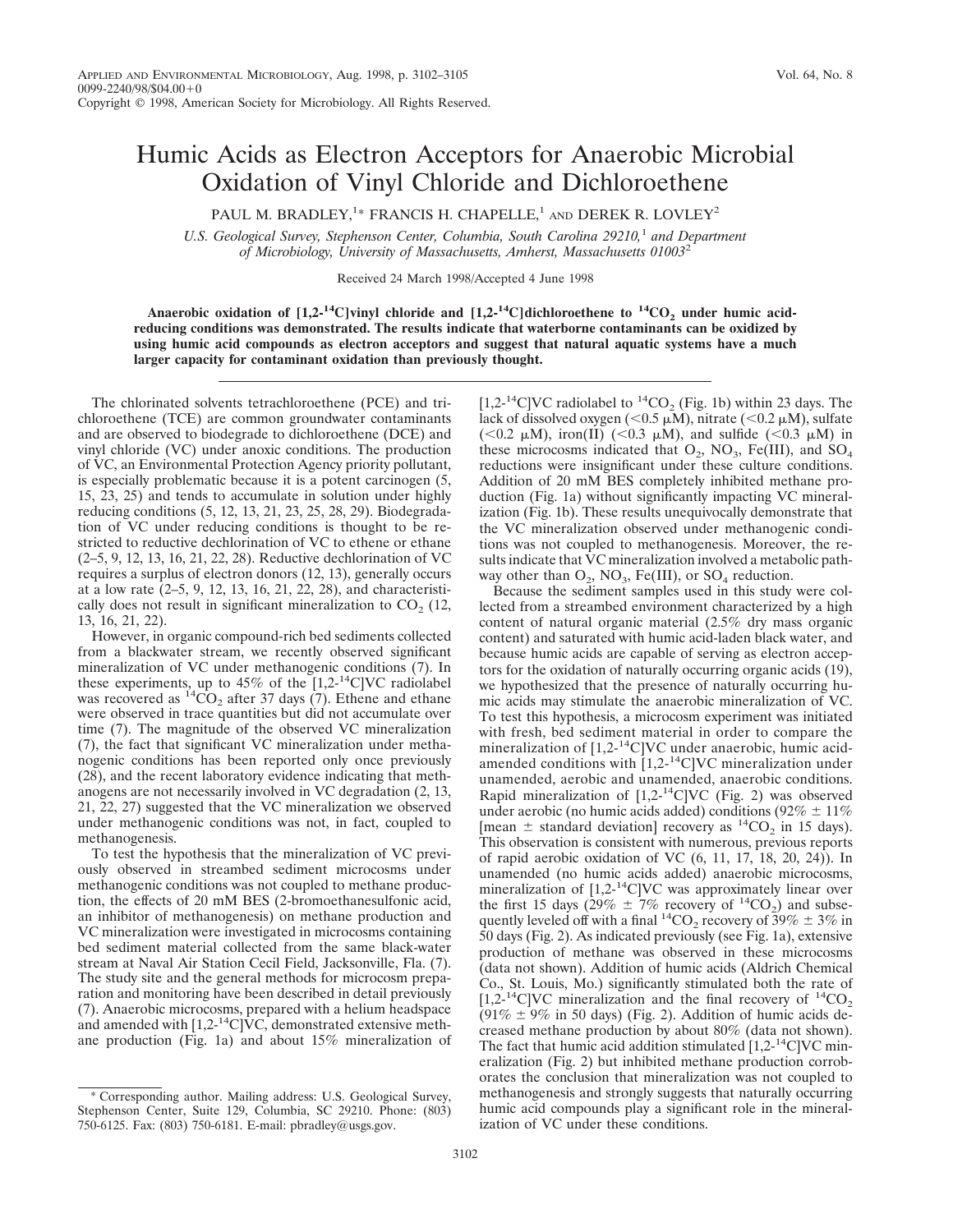# Humic Acids as Electron Acceptors for Anaerobic Microbial Oxidation of Vinyl Chloride and Dichloroethene

PAUL M. BRADLEY,[1]* FRANCIS H. CHAPELLE,[1] AND DEREK R. LOVLEY[2]

*U.S. Geological Survey, Stephenson Center, Columbia, South Carolina 29210,[1] and Department of Microbiology, University of Massachusetts, Amherst, Massachusetts 01003[2]*

Received 24 March 1998/Accepted 4 June 1998

**Anaerobic oxidation of [1,2-$^{14}$C]vinyl chloride and [1,2-$^{14}$C]dichloroethene to $^{14}CO_2$ under humic acid-reducing conditions was demonstrated. The results indicate that waterborne contaminants can be oxidized by using humic acid compounds as electron acceptors and suggest that natural aquatic systems have a much larger capacity for contaminant oxidation than previously thought.**

The chlorinated solvents tetrachloroethene (PCE) and trichloroethene (TCE) are common groundwater contaminants and are observed to biodegrade to dichloroethene (DCE) and vinyl chloride (VC) under anoxic conditions. The production of VC, an Environmental Protection Agency priority pollutant, is especially problematic because it is a potent carcinogen (5, 15, 23, 25) and tends to accumulate in solution under highly reducing conditions (5, 12, 13, 21, 23, 25, 28, 29). Biodegradation of VC under reducing conditions is thought to be restricted to reductive dechlorination of VC to ethene or ethane (2–5, 9, 12, 13, 16, 21, 22, 28). Reductive dechlorination of VC requires a surplus of electron donors (12, 13), generally occurs at a low rate (2–5, 9, 12, 13, 16, 21, 22, 28), and characteristically does not result in significant mineralization to $CO_2$ (12, 13, 16, 21, 22).

However, in organic compound-rich bed sediments collected from a blackwater stream, we recently observed significant mineralization of VC under methanogenic conditions (7). In these experiments, up to 45% of the [1,2-$^{14}$C]VC radiolabel was recovered as $^{14}CO_2$ after 37 days (7). Ethene and ethane were observed in trace quantities but did not accumulate over time (7). The magnitude of the observed VC mineralization (7), the fact that significant VC mineralization under methanogenic conditions has been reported only once previously (28), and the recent laboratory evidence indicating that methanogens are not necessarily involved in VC degradation (2, 13, 21, 22, 27) suggested that the VC mineralization we observed under methanogenic conditions was not, in fact, coupled to methanogenesis.

To test the hypothesis that the mineralization of VC previously observed in streambed sediment microcosms under methanogenic conditions was not coupled to methane production, the effects of 20 mM BES (2-bromoethanesulfonic acid, an inhibitor of methanogenesis) on methane production and VC mineralization were investigated in microcosms containing bed sediment material collected from the same black-water stream at Naval Air Station Cecil Field, Jacksonville, Fla. (7). The study site and the general methods for microcosm preparation and monitoring have been described in detail previously (7). Anaerobic microcosms, prepared with a helium headspace and amended with [1,2-$^{14}$C]VC, demonstrated extensive methane production (Fig. 1a) and about 15% mineralization of [1,2-$^{14}$C]VC radiolabel to $^{14}CO_2$ (Fig. 1b) within 23 days. The lack of dissolved oxygen (<0.5 μM), nitrate (<0.2 μM), sulfate (<0.2 μM), iron(II) (<0.3 μM), and sulfide (<0.3 μM) in these microcosms indicated that $O_2$, $NO_3$, Fe(III), and $SO_4$ reductions were insignificant under these culture conditions. Addition of 20 mM BES completely inhibited methane production (Fig. 1a) without significantly impacting VC mineralization (Fig. 1b). These results unequivocally demonstrate that the VC mineralization observed under methanogenic conditions was not coupled to methanogenesis. Moreover, the results indicate that VC mineralization involved a metabolic pathway other than $O_2$, $NO_3$, Fe(III), or $SO_4$ reduction.

Because the sediment samples used in this study were collected from a streambed environment characterized by a high content of natural organic material (2.5% dry mass organic content) and saturated with humic acid-laden black water, and because humic acids are capable of serving as electron acceptors for the oxidation of naturally occurring organic acids (19), we hypothesized that the presence of naturally occurring humic acids may stimulate the anaerobic mineralization of VC. To test this hypothesis, a microcosm experiment was initiated with fresh, bed sediment material in order to compare the mineralization of [1,2-$^{14}$C]VC under anaerobic, humic acid-amended conditions with [1,2-$^{14}$C]VC mineralization under unamended, aerobic and unamended, anaerobic conditions. Rapid mineralization of [1,2-$^{14}$C]VC (Fig. 2) was observed under aerobic (no humic acids added) conditions (92% ± 11% [mean ± standard deviation] recovery as $^{14}CO_2$ in 15 days). This observation is consistent with numerous, previous reports of rapid aerobic oxidation of VC (6, 11, 17, 18, 20, 24)). In unamended (no humic acids added) anaerobic microcosms, mineralization of [1,2-$^{14}$C]VC was approximately linear over the first 15 days (29% ± 7% recovery of $^{14}CO_2$) and subsequently leveled off with a final $^{14}CO_2$ recovery of 39% ± 3% in 50 days (Fig. 2). As indicated previously (see Fig. 1a), extensive production of methane was observed in these microcosms (data not shown). Addition of humic acids (Aldrich Chemical Co., St. Louis, Mo.) significantly stimulated both the rate of [1,2-$^{14}$C]VC mineralization and the final recovery of $^{14}CO_2$ (91% ± 9% in 50 days) (Fig. 2). Addition of humic acids decreased methane production by about 80% (data not shown). The fact that humic acid addition stimulated [1,2-$^{14}$C]VC mineralization (Fig. 2) but inhibited methane production corroborates the conclusion that mineralization was not coupled to methanogenesis and strongly suggests that naturally occurring humic acid compounds play a significant role in the mineralization of VC under these conditions.

\* Corresponding author. Mailing address: U.S. Geological Survey, Stephenson Center, Suite 129, Columbia, SC 29210. Phone: (803) 750-6125. Fax: (803) 750-6181. E-mail: pbradley@usgs.gov.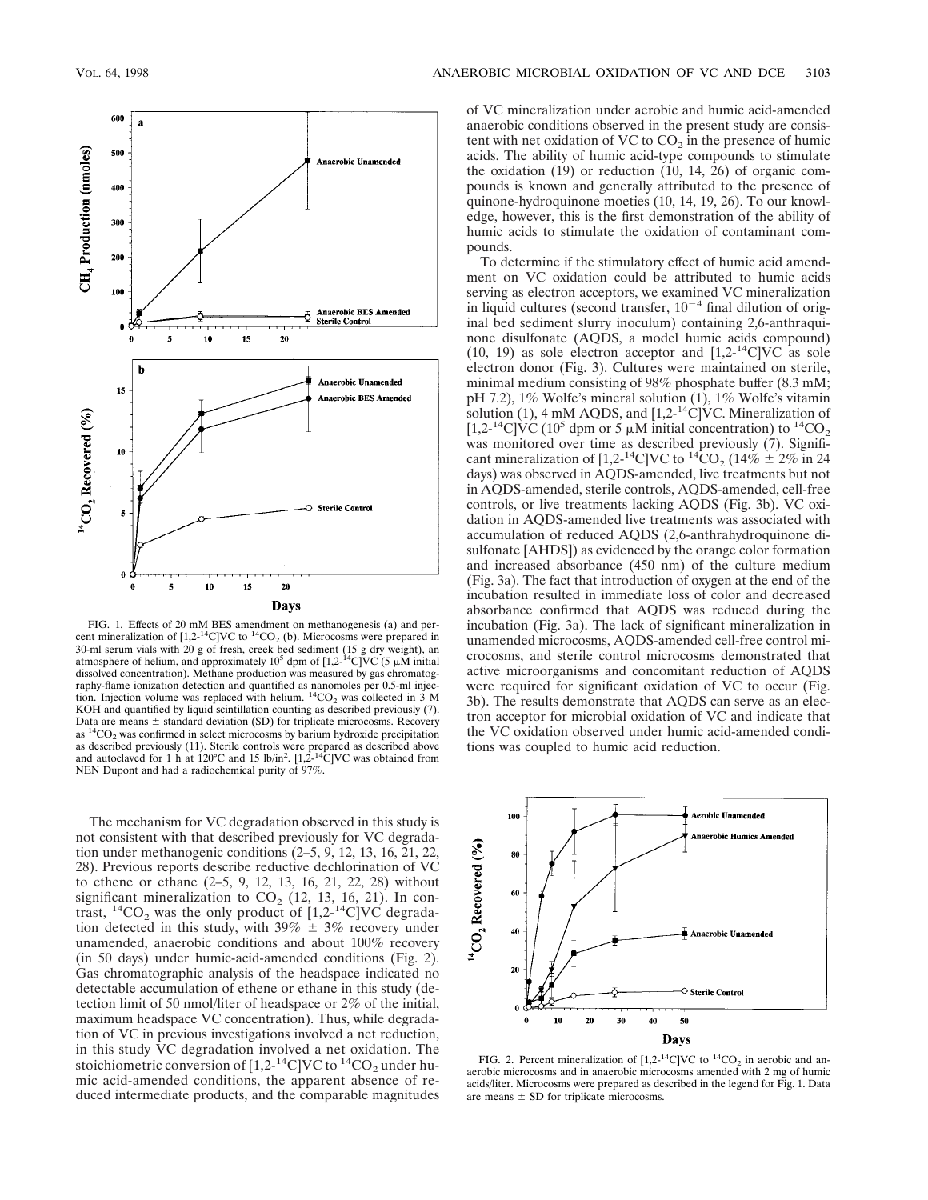FIG. 1. Effects of 20 mM BES amendment on methanogenesis (a) and percent mineralization of [1,2-$^{14}$C]VC to $^{14}CO_2$ (b). Microcosms were prepared in 30-ml serum vials with 20 g of fresh, creek bed sediment (15 g dry weight), an atmosphere of helium, and approximately $10^5$ dpm of [1,2-$^{14}$C]VC (5 μM initial dissolved concentration). Methane production was measured by gas chromatography-flame ionization detection and quantified as nanomoles per 0.5-ml injection. Injection volume was replaced with helium. $^{14}CO_2$ was collected in 3 M KOH and quantified by liquid scintillation counting as described previously (7). Data are means ± standard deviation (SD) for triplicate microcosms. Recovery as $^{14}CO_2$ was confirmed in select microcosms by barium hydroxide precipitation as described previously (11). Sterile controls were prepared as described above and autoclaved for 1 h at 120°C and 15 lb/in$^2$. [1,2-$^{14}$C]VC was obtained from NEN Dupont and had a radiochemical purity of 97%.

The mechanism for VC degradation observed in this study is not consistent with that described previously for VC degradation under methanogenic conditions (2–5, 9, 12, 13, 16, 21, 22, 28). Previous reports describe reductive dechlorination of VC to ethene or ethane (2–5, 9, 12, 13, 16, 21, 22, 28) without significant mineralization to $CO_2$ (12, 13, 16, 21). In contrast, $^{14}CO_2$ was the only product of [1,2-$^{14}$C]VC degradation detected in this study, with 39% ± 3% recovery under unamended, anaerobic conditions and about 100% recovery (in 50 days) under humic-acid-amended conditions (Fig. 2). Gas chromatographic analysis of the headspace indicated no detectable accumulation of ethene or ethane in this study (detection limit of 50 nmol/liter of headspace or 2% of the initial, maximum headspace VC concentration). Thus, while degradation of VC in previous investigations involved a net reduction, in this study VC degradation involved a net oxidation. The stoichiometric conversion of [1,2-$^{14}$C]VC to $^{14}CO_2$ under humic acid-amended conditions, the apparent absence of reduced intermediate products, and the comparable magnitudes of VC mineralization under aerobic and humic acid-amended anaerobic conditions observed in the present study are consistent with net oxidation of VC to $CO_2$ in the presence of humic acids. The ability of humic acid-type compounds to stimulate the oxidation (19) or reduction (10, 14, 26) of organic compounds is known and generally attributed to the presence of quinone-hydroquinone moeties (10, 14, 19, 26). To our knowledge, however, this is the first demonstration of the ability of humic acids to stimulate the oxidation of contaminant compounds.

To determine if the stimulatory effect of humic acid amendment on VC oxidation could be attributed to humic acids serving as electron acceptors, we examined VC mineralization in liquid cultures (second transfer, $10^{-4}$ final dilution of original bed sediment slurry inoculum) containing 2,6-anthraquinone disulfonate (AQDS, a model humic acids compound) (10, 19) as sole electron acceptor and [1,2-$^{14}$C]VC as sole electron donor (Fig. 3). Cultures were maintained on sterile, minimal medium consisting of 98% phosphate buffer (8.3 mM; pH 7.2), 1% Wolfe's mineral solution (1), 1% Wolfe's vitamin solution (1), 4 mM AQDS, and [1,2-$^{14}$C]VC. Mineralization of [1,2-$^{14}$C]VC ($10^5$ dpm or 5 μM initial concentration) to $^{14}CO_2$ was monitored over time as described previously (7). Significant mineralization of [1,2-$^{14}$C]VC to $^{14}CO_2$ (14% ± 2% in 24 days) was observed in AQDS-amended, live treatments but not in AQDS-amended, sterile controls, AQDS-amended, cell-free controls, or live treatments lacking AQDS (Fig. 3b). VC oxidation in AQDS-amended live treatments was associated with accumulation of reduced AQDS (2,6-anthrahydroquinone disulfonate [AHDS]) as evidenced by the orange color formation and increased absorbance (450 nm) of the culture medium (Fig. 3a). The fact that introduction of oxygen at the end of the incubation resulted in immediate loss of color and decreased absorbance confirmed that AQDS was reduced during the incubation (Fig. 3a). The lack of significant mineralization in unamended microcosms, AQDS-amended cell-free control microcosms, and sterile control microcosms demonstrated that active microorganisms and concomitant reduction of AQDS were required for significant oxidation of VC to occur (Fig. 3b). The results demonstrate that AQDS can serve as an electron acceptor for microbial oxidation of VC and indicate that the VC oxidation observed under humic acid-amended conditions was coupled to humic acid reduction.

FIG. 2. Percent mineralization of [1,2-$^{14}$C]VC to $^{14}CO_2$ in aerobic and anaerobic microcosms and in anaerobic microcosms amended with 2 mg of humic acids/liter. Microcosms were prepared as described in the legend for Fig. 1. Data are means ± SD for triplicate microcosms.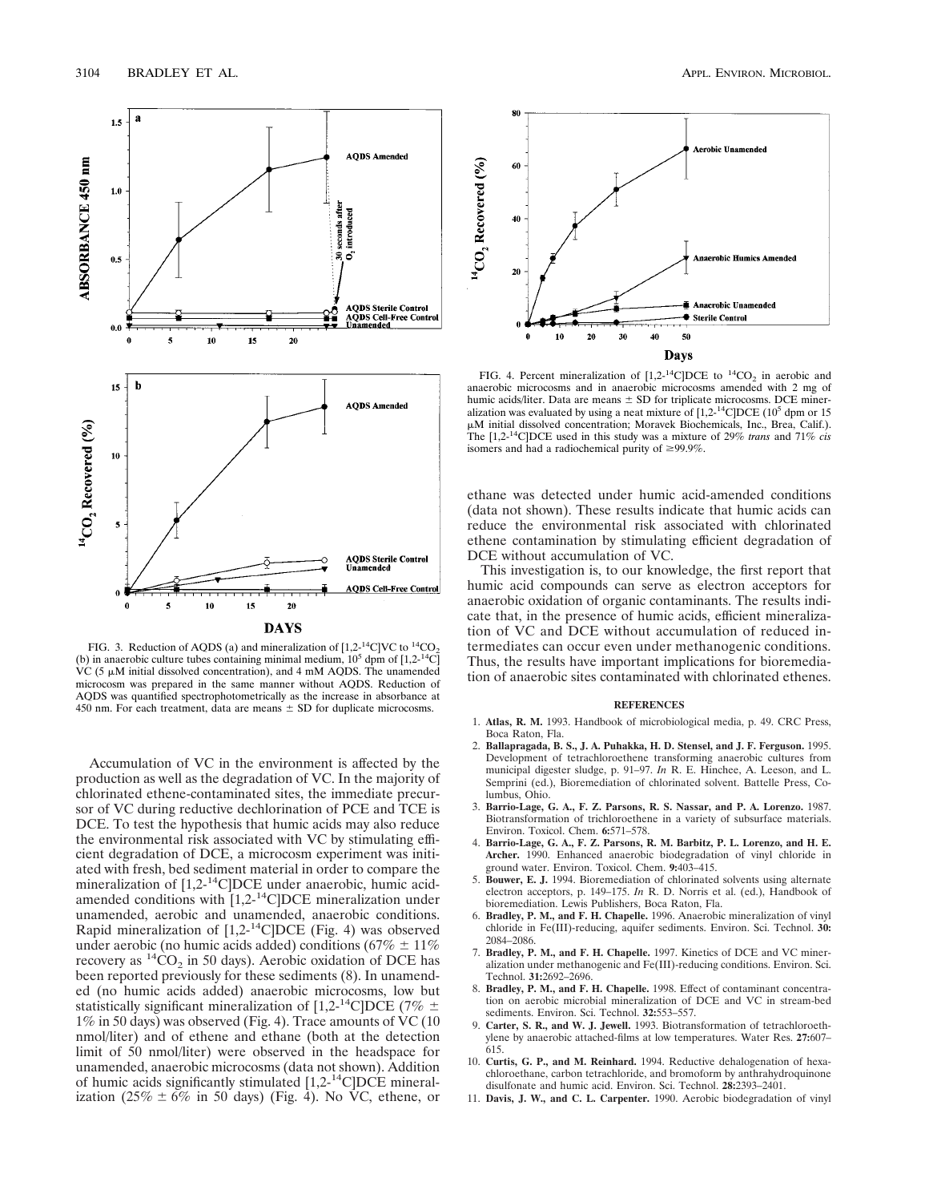FIG. 3. Reduction of AQDS (a) and mineralization of [1,2-$^{14}$C]VC to $^{14}CO_2$ (b) in anaerobic culture tubes containing minimal medium, $10^5$ dpm of [1,2-$^{14}$C] VC (5 μM initial dissolved concentration), and 4 mM AQDS. The unamended microcosm was prepared in the same manner without AQDS. Reduction of AQDS was quantified spectrophotometrically as the increase in absorbance at 450 nm. For each treatment, data are means ± SD for duplicate microcosms.

Accumulation of VC in the environment is affected by the production as well as the degradation of VC. In the majority of chlorinated ethene-contaminated sites, the immediate precursor of VC during reductive dechlorination of PCE and TCE is DCE. To test the hypothesis that humic acids may also reduce the environmental risk associated with VC by stimulating efficient degradation of DCE, a microcosm experiment was initiated with fresh, bed sediment material in order to compare the mineralization of [1,2-$^{14}$C]DCE under anaerobic, humic acid-amended conditions with [1,2-$^{14}$C]DCE mineralization under unamended, aerobic and unamended, anaerobic conditions. Rapid mineralization of [1,2-$^{14}$C]DCE (Fig. 4) was observed under aerobic (no humic acids added) conditions (67% ± 11% recovery as $^{14}CO_2$ in 50 days). Aerobic oxidation of DCE has been reported previously for these sediments (8). In unamended (no humic acids added) anaerobic microcosms, low but statistically significant mineralization of [1,2-$^{14}$C]DCE (7% ± 1% in 50 days) was observed (Fig. 4). Trace amounts of VC (10 nmol/liter) and of ethene and ethane (both at the detection limit of 50 nmol/liter) were observed in the headspace for unamended, anaerobic microcosms (data not shown). Addition of humic acids significantly stimulated [1,2-$^{14}$C]DCE mineralization (25% ± 6% in 50 days) (Fig. 4). No VC, ethene, or ethane was detected under humic acid-amended conditions (data not shown). These results indicate that humic acids can reduce the environmental risk associated with chlorinated ethene contamination by stimulating efficient degradation of DCE without accumulation of VC.

FIG. 4. Percent mineralization of [1,2-$^{14}$C]DCE to $^{14}CO_2$ in aerobic and anaerobic microcosms and in anaerobic microcosms amended with 2 mg of humic acids/liter. Data are means ± SD for triplicate microcosms. DCE mineralization was evaluated by using a neat mixture of [1,2-$^{14}$C]DCE ($10^5$ dpm or 15 μM initial dissolved concentration; Moravek Biochemicals, Inc., Brea, Calif.). The [1,2-$^{14}$C]DCE used in this study was a mixture of 29% *trans* and 71% *cis* isomers and had a radiochemical purity of ≥99.9%.

This investigation is, to our knowledge, the first report that humic acid compounds can serve as electron acceptors for anaerobic oxidation of organic contaminants. The results indicate that, in the presence of humic acids, efficient mineralization of VC and DCE without accumulation of reduced intermediates can occur even under methanogenic conditions. Thus, the results have important implications for bioremediation of anaerobic sites contaminated with chlorinated ethenes.

## REFERENCES

1. **Atlas, R. M.** 1993. Handbook of microbiological media, p. 49. CRC Press, Boca Raton, Fla.
2. **Ballapragada, B. S., J. A. Puhakka, H. D. Stensel, and J. F. Ferguson.** 1995. Development of tetrachloroethene transforming anaerobic cultures from municipal digester sludge, p. 91–97. *In* R. E. Hinchee, A. Leeson, and L. Semprini (ed.), Bioremediation of chlorinated solvent. Battelle Press, Columbus, Ohio.
3. **Barrio-Lage, G. A., F. Z. Parsons, R. S. Nassar, and P. A. Lorenzo.** 1987. Biotransformation of trichloroethene in a variety of subsurface materials. Environ. Toxicol. Chem. **6:**571–578.
4. **Barrio-Lage, G. A., F. Z. Parsons, R. M. Barbitz, P. L. Lorenzo, and H. E. Archer.** 1990. Enhanced anaerobic biodegradation of vinyl chloride in ground water. Environ. Toxicol. Chem. **9:**403–415.
5. **Bouwer, E. J.** 1994. Bioremediation of chlorinated solvents using alternate electron acceptors, p. 149–175. *In* R. D. Norris et al. (ed.), Handbook of bioremediation. Lewis Publishers, Boca Raton, Fla.
6. **Bradley, P. M., and F. H. Chapelle.** 1996. Anaerobic mineralization of vinyl chloride in Fe(III)-reducing, aquifer sediments. Environ. Sci. Technol. **30:**2084–2086.
7. **Bradley, P. M., and F. H. Chapelle.** 1997. Kinetics of DCE and VC mineralization under methanogenic and Fe(III)-reducing conditions. Environ. Sci. Technol. **31:**2692–2696.
8. **Bradley, P. M., and F. H. Chapelle.** 1998. Effect of contaminant concentration on aerobic microbial mineralization of DCE and VC in stream-bed sediments. Environ. Sci. Technol. **32:**553–557.
9. **Carter, S. R., and W. J. Jewell.** 1993. Biotransformation of tetrachloroethylene by anaerobic attached-films at low temperatures. Water Res. **27:**607–615.
10. **Curtis, G. P., and M. Reinhard.** 1994. Reductive dehalogenation of hexachloroethane, carbon tetrachloride, and bromoform by anthrahydroquinone disulfonate and humic acid. Environ. Sci. Technol. **28:**2393–2401.
11. **Davis, J. W., and C. L. Carpenter.** 1990. Aerobic biodegradation of vinyl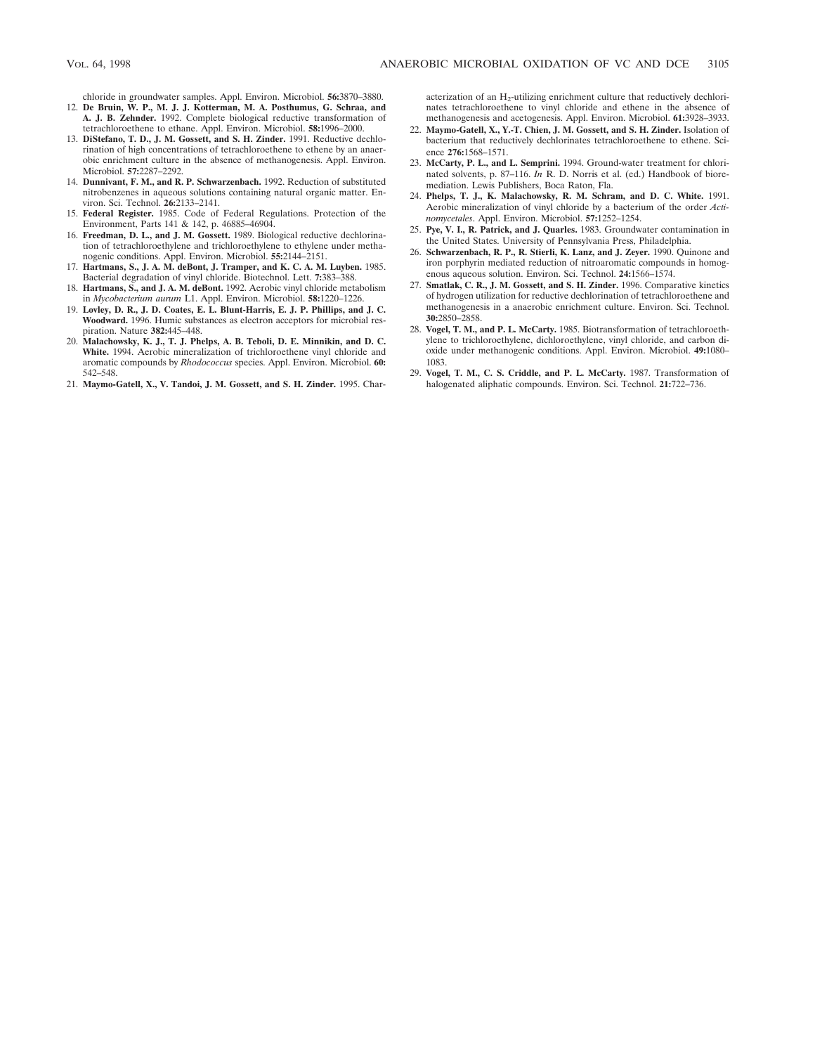chloride in groundwater samples. Appl. Environ. Microbiol. **56:**3870–3880.

12. **De Bruin, W. P., M. J. J. Kotterman, M. A. Posthumus, G. Schraa, and A. J. B. Zehnder.** 1992. Complete biological reductive transformation of tetrachloroethene to ethane. Appl. Environ. Microbiol. **58:**1996–2000.
13. **DiStefano, T. D., J. M. Gossett, and S. H. Zinder.** 1991. Reductive dechlorination of high concentrations of tetrachloroethene to ethene by an anaerobic enrichment culture in the absence of methanogenesis. Appl. Environ. Microbiol. **57:**2287–2292.
14. **Dunnivant, F. M., and R. P. Schwarzenbach.** 1992. Reduction of substituted nitrobenzenes in aqueous solutions containing natural organic matter. Environ. Sci. Technol. **26:**2133–2141.
15. **Federal Register.** 1985. Code of Federal Regulations. Protection of the Environment, Parts 141 & 142, p. 46885–46904.
16. **Freedman, D. L., and J. M. Gossett.** 1989. Biological reductive dechlorination of tetrachloroethylene and trichloroethylene to ethylene under methanogenic conditions. Appl. Environ. Microbiol. **55:**2144–2151.
17. **Hartmans, S., J. A. M. deBont, J. Tramper, and K. C. A. M. Luyben.** 1985. Bacterial degradation of vinyl chloride. Biotechnol. Lett. **7:**383–388.
18. **Hartmans, S., and J. A. M. deBont.** 1992. Aerobic vinyl chloride metabolism in *Mycobacterium aurum* L1. Appl. Environ. Microbiol. **58:**1220–1226.
19. **Lovley, D. R., J. D. Coates, E. L. Blunt-Harris, E. J. P. Phillips, and J. C. Woodward.** 1996. Humic substances as electron acceptors for microbial respiration. Nature **382:**445–448.
20. **Malachowsky, K. J., T. J. Phelps, A. B. Teboli, D. E. Minnikin, and D. C. White.** 1994. Aerobic mineralization of trichloroethene vinyl chloride and aromatic compounds by *Rhodococcus* species. Appl. Environ. Microbiol. **60:** 542–548.
21. **Maymo-Gatell, X., V. Tandoi, J. M. Gossett, and S. H. Zinder.** 1995. Characterization of an $H_2$-utilizing enrichment culture that reductively dechlorinates tetrachloroethene to vinyl chloride and ethene in the absence of methanogenesis and acetogenesis. Appl. Environ. Microbiol. **61:**3928–3933.
22. **Maymo-Gatell, X., Y.-T. Chien, J. M. Gossett, and S. H. Zinder.** Isolation of bacterium that reductively dechlorinates tetrachloroethene to ethene. Science **276:**1568–1571.
23. **McCarty, P. L., and L. Semprini.** 1994. Ground-water treatment for chlorinated solvents, p. 87–116. *In* R. D. Norris et al. (ed.) Handbook of bioremediation. Lewis Publishers, Boca Raton, Fla.
24. **Phelps, T. J., K. Malachowsky, R. M. Schram, and D. C. White.** 1991. Aerobic mineralization of vinyl chloride by a bacterium of the order *Actinomycetales*. Appl. Environ. Microbiol. **57:**1252–1254.
25. **Pye, V. I., R. Patrick, and J. Quarles.** 1983. Groundwater contamination in the United States. University of Pennsylvania Press, Philadelphia.
26. **Schwarzenbach, R. P., R. Stierli, K. Lanz, and J. Zeyer.** 1990. Quinone and iron porphyrin mediated reduction of nitroaromatic compounds in homogenous aqueous solution. Environ. Sci. Technol. **24:**1566–1574.
27. **Smatlak, C. R., J. M. Gossett, and S. H. Zinder.** 1996. Comparative kinetics of hydrogen utilization for reductive dechlorination of tetrachloroethene and methanogenesis in a anaerobic enrichment culture. Environ. Sci. Technol. **30:**2850–2858.
28. **Vogel, T. M., and P. L. McCarty.** 1985. Biotransformation of tetrachloroethylene to trichloroethylene, dichloroethylene, vinyl chloride, and carbon dioxide under methanogenic conditions. Appl. Environ. Microbiol. **49:**1080–1083.
29. **Vogel, T. M., C. S. Criddle, and P. L. McCarty.** 1987. Transformation of halogenated aliphatic compounds. Environ. Sci. Technol. **21:**722–736.